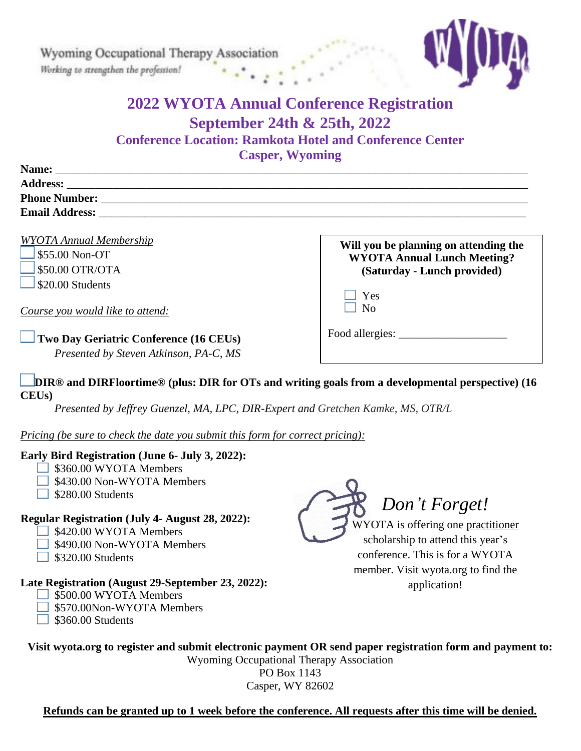Wyoming Occupational Therapy Association

*Working to strengthen the profession!*

# 2022 WYOTA Annual Conference Registration

## September 24th & 25th, 2022

### Conference Location: Ramkota Hotel and Conference Center

### Casper, Wyoming

**Name:** ______________________________________________

**Address:** ______________________________________________

**Phone Number:** ______________________________________________

**Email Address:** ______________________________________________

*WYOTA Annual Membership*

- ☐ $55.00 Non-OT
- ☐ $50.00 OTR/OTA
- ☐ $20.00 Students

*Course you would like to attend:*

☐ **Two Day Geriatric Conference (16 CEUs)**
*Presented by Steven Atkinson, PA-C, MS*

**Will you be planning on attending the WYOTA Annual Lunch Meeting? (Saturday - Lunch provided)**

- ☐ Yes
- ☐ No

Food allergies: ____________________

☐ **DIR® and DIRFloortime® (plus: DIR for OTs and writing goals from a developmental perspective) (16 CEUs)**
*Presented by Jeffrey Guenzel, MA, LPC, DIR-Expert and Gretchen Kamke, MS, OTR/L*

*Pricing (be sure to check the date you submit this form for correct pricing):*

**Early Bird Registration (June 6- July 3, 2022):**

- ☐ $360.00 WYOTA Members
- ☐ $430.00 Non-WYOTA Members
- ☐ $280.00 Students

**Regular Registration (July 4- August 28, 2022):**

- ☐ $420.00 WYOTA Members
- ☐ $490.00 Non-WYOTA Members
- ☐ $320.00 Students

**Late Registration (August 29-September 23, 2022):**

- ☐ $500.00 WYOTA Members
- ☐ $570.00Non-WYOTA Members
- ☐ $360.00 Students

*Don't Forget!*

WYOTA is offering one practitioner scholarship to attend this year's conference. This is for a WYOTA member. Visit wyota.org to find the application!

**Visit wyota.org to register and submit electronic payment OR send paper registration form and payment to:**

Wyoming Occupational Therapy Association
PO Box 1143
Casper, WY 82602

**Refunds can be granted up to 1 week before the conference. All requests after this time will be denied.**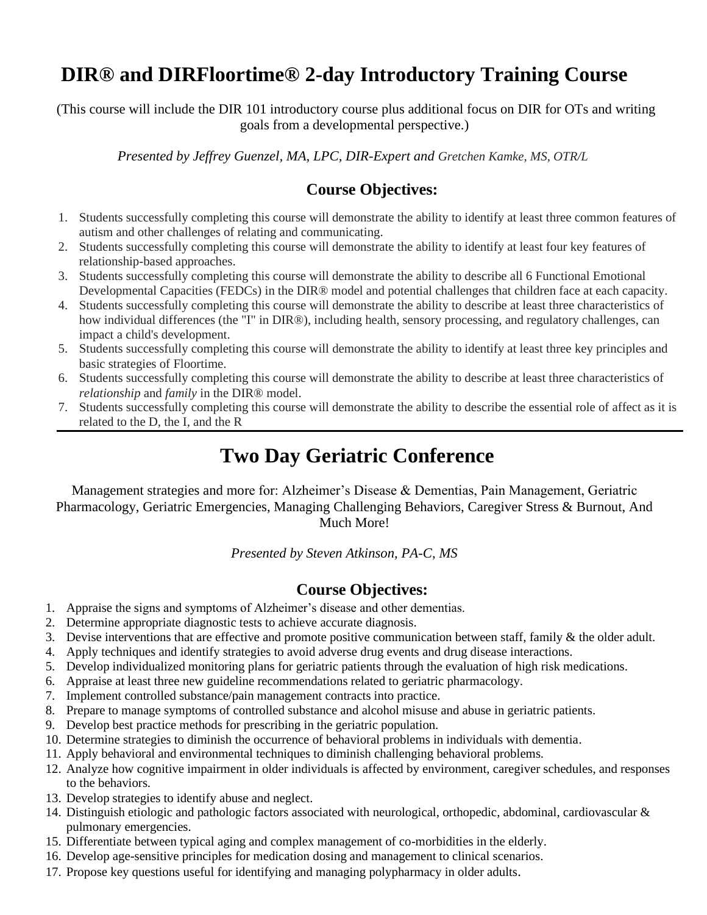# DIR® and DIRFloortime® 2-day Introductory Training Course

(This course will include the DIR 101 introductory course plus additional focus on DIR for OTs and writing goals from a developmental perspective.)

*Presented by Jeffrey Guenzel, MA, LPC, DIR-Expert and Gretchen Kamke, MS, OTR/L*

## Course Objectives:

1. Students successfully completing this course will demonstrate the ability to identify at least three common features of autism and other challenges of relating and communicating.
2. Students successfully completing this course will demonstrate the ability to identify at least four key features of relationship-based approaches.
3. Students successfully completing this course will demonstrate the ability to describe all 6 Functional Emotional Developmental Capacities (FEDCs) in the DIR® model and potential challenges that children face at each capacity.
4. Students successfully completing this course will demonstrate the ability to describe at least three characteristics of how individual differences (the "I" in DIR®), including health, sensory processing, and regulatory challenges, can impact a child's development.
5. Students successfully completing this course will demonstrate the ability to identify at least three key principles and basic strategies of Floortime.
6. Students successfully completing this course will demonstrate the ability to describe at least three characteristics of *relationship* and *family* in the DIR® model.
7. Students successfully completing this course will demonstrate the ability to describe the essential role of affect as it is related to the D, the I, and the R

---

# Two Day Geriatric Conference

Management strategies and more for: Alzheimer's Disease & Dementias, Pain Management, Geriatric Pharmacology, Geriatric Emergencies, Managing Challenging Behaviors, Caregiver Stress & Burnout, And Much More!

*Presented by Steven Atkinson, PA-C, MS*

## Course Objectives:

1. Appraise the signs and symptoms of Alzheimer's disease and other dementias.
2. Determine appropriate diagnostic tests to achieve accurate diagnosis.
3. Devise interventions that are effective and promote positive communication between staff, family & the older adult.
4. Apply techniques and identify strategies to avoid adverse drug events and drug disease interactions.
5. Develop individualized monitoring plans for geriatric patients through the evaluation of high risk medications.
6. Appraise at least three new guideline recommendations related to geriatric pharmacology.
7. Implement controlled substance/pain management contracts into practice.
8. Prepare to manage symptoms of controlled substance and alcohol misuse and abuse in geriatric patients.
9. Develop best practice methods for prescribing in the geriatric population.
10. Determine strategies to diminish the occurrence of behavioral problems in individuals with dementia.
11. Apply behavioral and environmental techniques to diminish challenging behavioral problems.
12. Analyze how cognitive impairment in older individuals is affected by environment, caregiver schedules, and responses to the behaviors.
13. Develop strategies to identify abuse and neglect.
14. Distinguish etiologic and pathologic factors associated with neurological, orthopedic, abdominal, cardiovascular & pulmonary emergencies.
15. Differentiate between typical aging and complex management of co-morbidities in the elderly.
16. Develop age-sensitive principles for medication dosing and management to clinical scenarios.
17. Propose key questions useful for identifying and managing polypharmacy in older adults.